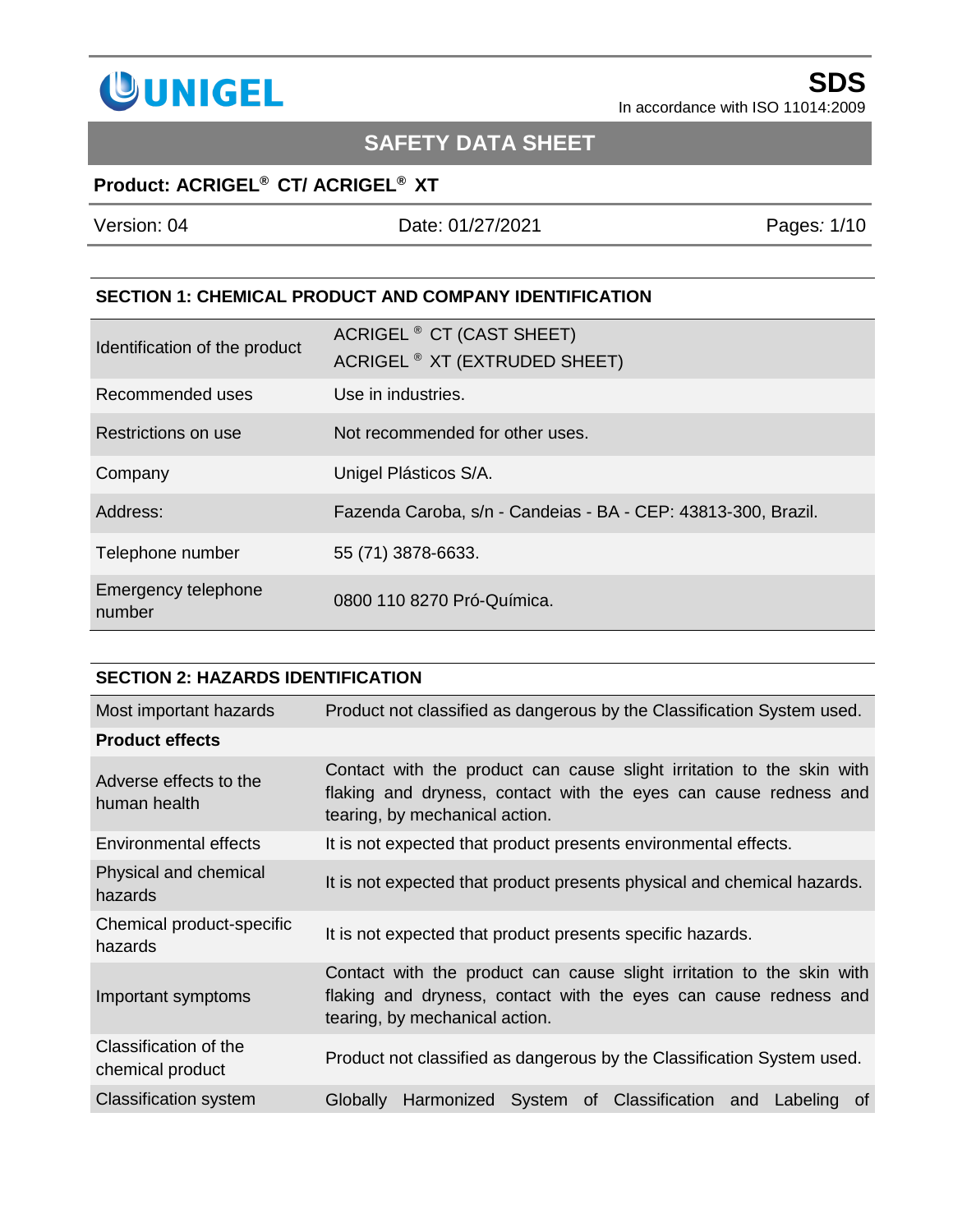**UNIGEL**

**SDS**
In accordance with ISO 11014:2009

# SAFETY DATA SHEET

**Product: ACRIGEL® CT/ ACRIGEL® XT**

| Version: 04 | Date: 01/27/2021 |
|---|---|

## SECTION 1: CHEMICAL PRODUCT AND COMPANY IDENTIFICATION

| | |
|---|---|
| Identification of the product | ACRIGEL ® CT (CAST SHEET)<br>ACRIGEL ® XT (EXTRUDED SHEET) |
| Recommended uses | Use in industries. |
| Restrictions on use | Not recommended for other uses. |
| Company | Unigel Plásticos S/A. |
| Address: | Fazenda Caroba, s/n - Candeias - BA - CEP: 43813-300, Brazil. |
| Telephone number | 55 (71) 3878-6633. |
| Emergency telephone number | 0800 110 8270 Pró-Química. |

## SECTION 2: HAZARDS IDENTIFICATION

| | |
|---|---|
| Most important hazards | Product not classified as dangerous by the Classification System used. |
| **Product effects** | |
| Adverse effects to the human health | Contact with the product can cause slight irritation to the skin with flaking and dryness, contact with the eyes can cause redness and tearing, by mechanical action. |
| Environmental effects | It is not expected that product presents environmental effects. |
| Physical and chemical hazards | It is not expected that product presents physical and chemical hazards. |
| Chemical product-specific hazards | It is not expected that product presents specific hazards. |
| Important symptoms | Contact with the product can cause slight irritation to the skin with flaking and dryness, contact with the eyes can cause redness and tearing, by mechanical action. |
| Classification of the chemical product | Product not classified as dangerous by the Classification System used. |
| Classification system | Globally Harmonized System of Classification and Labeling of |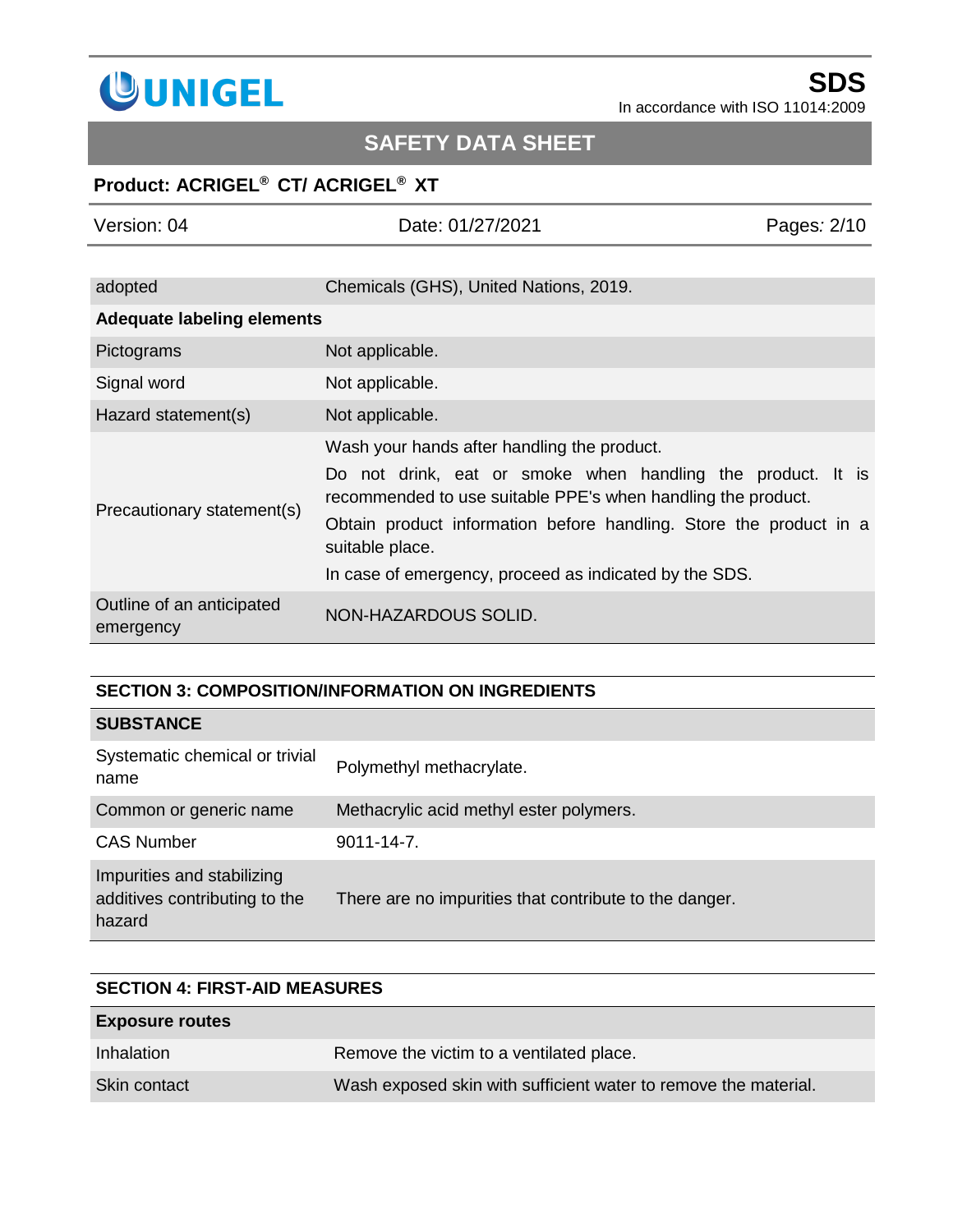| | |
|---|---|
| adopted | Chemicals (GHS), United Nations, 2019. |
| **Adequate labeling elements** | |
| Pictograms | Not applicable. |
| Signal word | Not applicable. |
| Hazard statement(s) | Not applicable. |
| Precautionary statement(s) | Wash your hands after handling the product.<br>Do not drink, eat or smoke when handling the product. It is recommended to use suitable PPE's when handling the product.<br>Obtain product information before handling. Store the product in a suitable place.<br>In case of emergency, proceed as indicated by the SDS. |
| Outline of an anticipated emergency | NON-HAZARDOUS SOLID. |

## SECTION 3: COMPOSITION/INFORMATION ON INGREDIENTS

| **SUBSTANCE** | |
|---|---|
| Systematic chemical or trivial name | Polymethyl methacrylate. |
| Common or generic name | Methacrylic acid methyl ester polymers. |
| CAS Number | 9011-14-7. |
| Impurities and stabilizing additives contributing to the hazard | There are no impurities that contribute to the danger. |

## SECTION 4: FIRST-AID MEASURES

| **Exposure routes** | |
|---|---|
| Inhalation | Remove the victim to a ventilated place. |
| Skin contact | Wash exposed skin with sufficient water to remove the material. |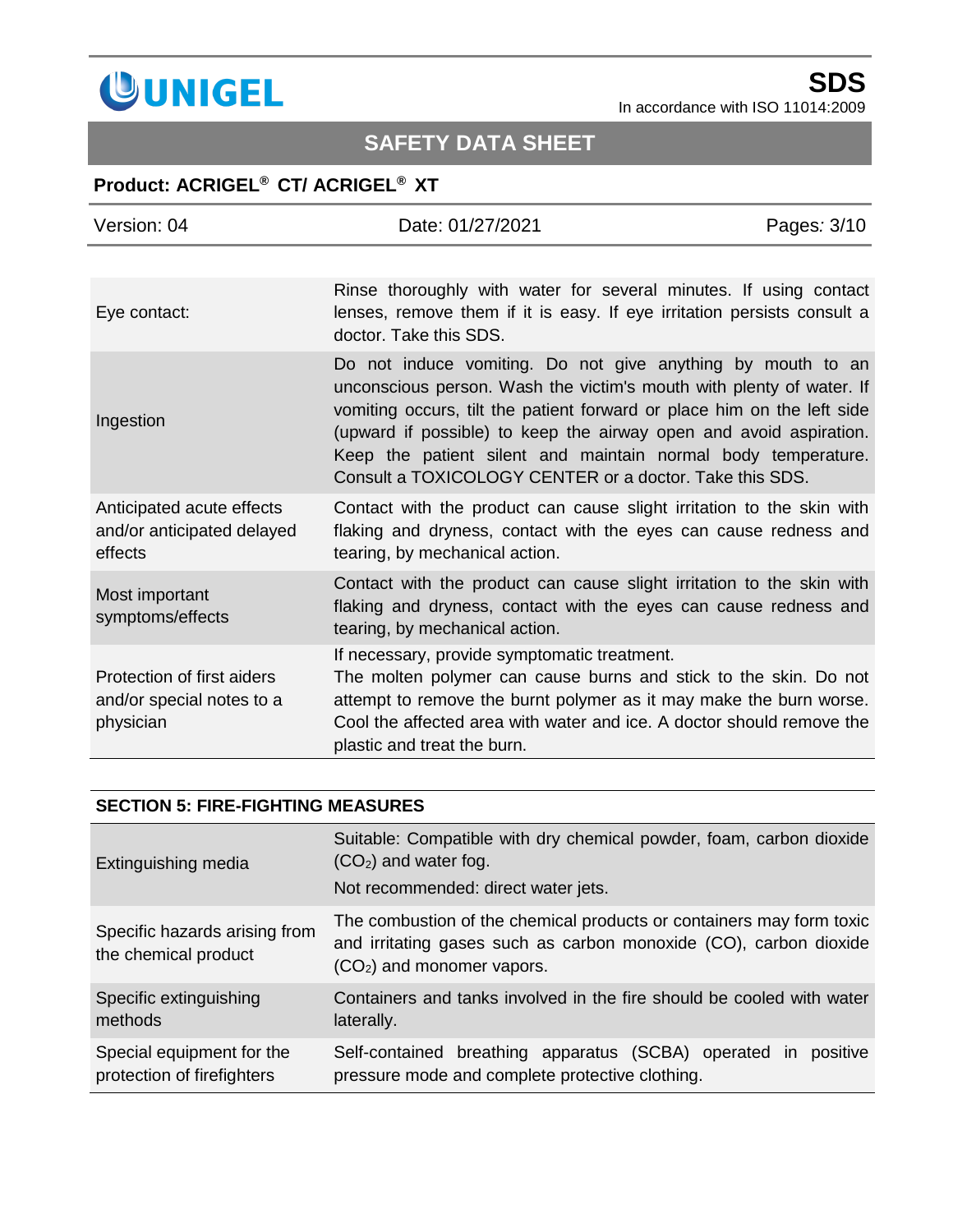| | |
|---|---|
| Eye contact: | Rinse thoroughly with water for several minutes. If using contact lenses, remove them if it is easy. If eye irritation persists consult a doctor. Take this SDS. |
| Ingestion | Do not induce vomiting. Do not give anything by mouth to an unconscious person. Wash the victim's mouth with plenty of water. If vomiting occurs, tilt the patient forward or place him on the left side (upward if possible) to keep the airway open and avoid aspiration. Keep the patient silent and maintain normal body temperature. Consult a TOXICOLOGY CENTER or a doctor. Take this SDS. |
| Anticipated acute effects and/or anticipated delayed effects | Contact with the product can cause slight irritation to the skin with flaking and dryness, contact with the eyes can cause redness and tearing, by mechanical action. |
| Most important symptoms/effects | Contact with the product can cause slight irritation to the skin with flaking and dryness, contact with the eyes can cause redness and tearing, by mechanical action. |
| Protection of first aiders and/or special notes to a physician | If necessary, provide symptomatic treatment.<br>The molten polymer can cause burns and stick to the skin. Do not attempt to remove the burnt polymer as it may make the burn worse. Cool the affected area with water and ice. A doctor should remove the plastic and treat the burn. |

## SECTION 5: FIRE-FIGHTING MEASURES

| | |
|---|---|
| Extinguishing media | Suitable: Compatible with dry chemical powder, foam, carbon dioxide ($CO_2$) and water fog.<br>Not recommended: direct water jets. |
| Specific hazards arising from the chemical product | The combustion of the chemical products or containers may form toxic and irritating gases such as carbon monoxide (CO), carbon dioxide ($CO_2$) and monomer vapors. |
| Specific extinguishing methods | Containers and tanks involved in the fire should be cooled with water laterally. |
| Special equipment for the protection of firefighters | Self-contained breathing apparatus (SCBA) operated in positive pressure mode and complete protective clothing. |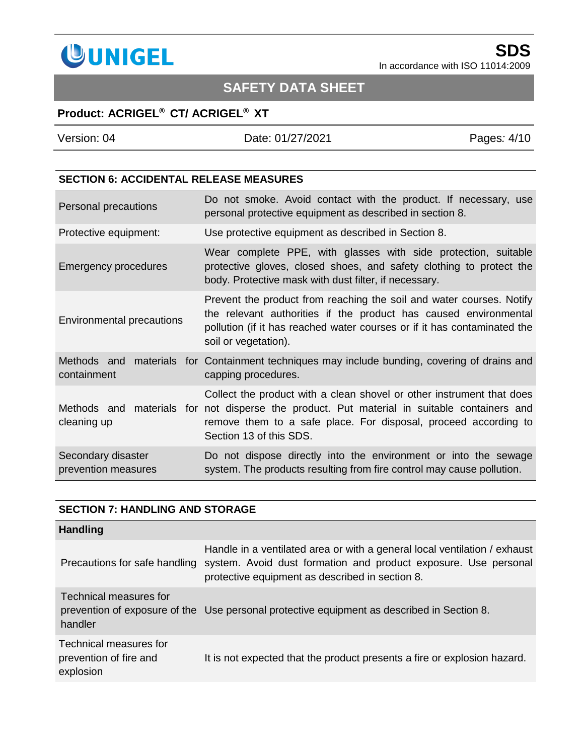## SECTION 6: ACCIDENTAL RELEASE MEASURES

| | |
|---|---|
| Personal precautions | Do not smoke. Avoid contact with the product. If necessary, use personal protective equipment as described in section 8. |
| Protective equipment: | Use protective equipment as described in Section 8. |
| Emergency procedures | Wear complete PPE, with glasses with side protection, suitable protective gloves, closed shoes, and safety clothing to protect the body. Protective mask with dust filter, if necessary. |
| Environmental precautions | Prevent the product from reaching the soil and water courses. Notify the relevant authorities if the product has caused environmental pollution (if it has reached water courses or if it has contaminated the soil or vegetation). |
| Methods and materials for containment | Containment techniques may include bunding, covering of drains and capping procedures. |
| Methods and materials for cleaning up | Collect the product with a clean shovel or other instrument that does not disperse the product. Put material in suitable containers and remove them to a safe place. For disposal, proceed according to Section 13 of this SDS. |
| Secondary disaster prevention measures | Do not dispose directly into the environment or into the sewage system. The products resulting from fire control may cause pollution. |

## SECTION 7: HANDLING AND STORAGE

| **Handling** | |
|---|---|
| Precautions for safe handling | Handle in a ventilated area or with a general local ventilation / exhaust system. Avoid dust formation and product exposure. Use personal protective equipment as described in section 8. |
| Technical measures for prevention of exposure of the handler | Use personal protective equipment as described in Section 8. |
| Technical measures for prevention of fire and explosion | It is not expected that the product presents a fire or explosion hazard. |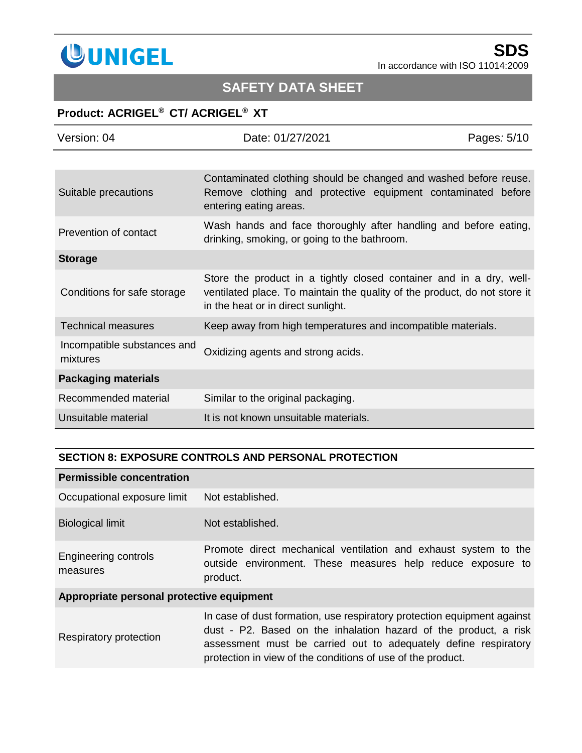| | |
|---|---|
| Suitable precautions | Contaminated clothing should be changed and washed before reuse. Remove clothing and protective equipment contaminated before entering eating areas. |
| Prevention of contact | Wash hands and face thoroughly after handling and before eating, drinking, smoking, or going to the bathroom. |
| **Storage** | |
| Conditions for safe storage | Store the product in a tightly closed container and in a dry, well-ventilated place. To maintain the quality of the product, do not store it in the heat or in direct sunlight. |
| Technical measures | Keep away from high temperatures and incompatible materials. |
| Incompatible substances and mixtures | Oxidizing agents and strong acids. |
| **Packaging materials** | |
| Recommended material | Similar to the original packaging. |
| Unsuitable material | It is not known unsuitable materials. |

## SECTION 8: EXPOSURE CONTROLS AND PERSONAL PROTECTION

| | |
|---|---|
| **Permissible concentration** | |
| Occupational exposure limit | Not established. |
| Biological limit | Not established. |
| Engineering controls measures | Promote direct mechanical ventilation and exhaust system to the outside environment. These measures help reduce exposure to product. |
| **Appropriate personal protective equipment** | |
| Respiratory protection | In case of dust formation, use respiratory protection equipment against dust - P2. Based on the inhalation hazard of the product, a risk assessment must be carried out to adequately define respiratory protection in view of the conditions of use of the product. |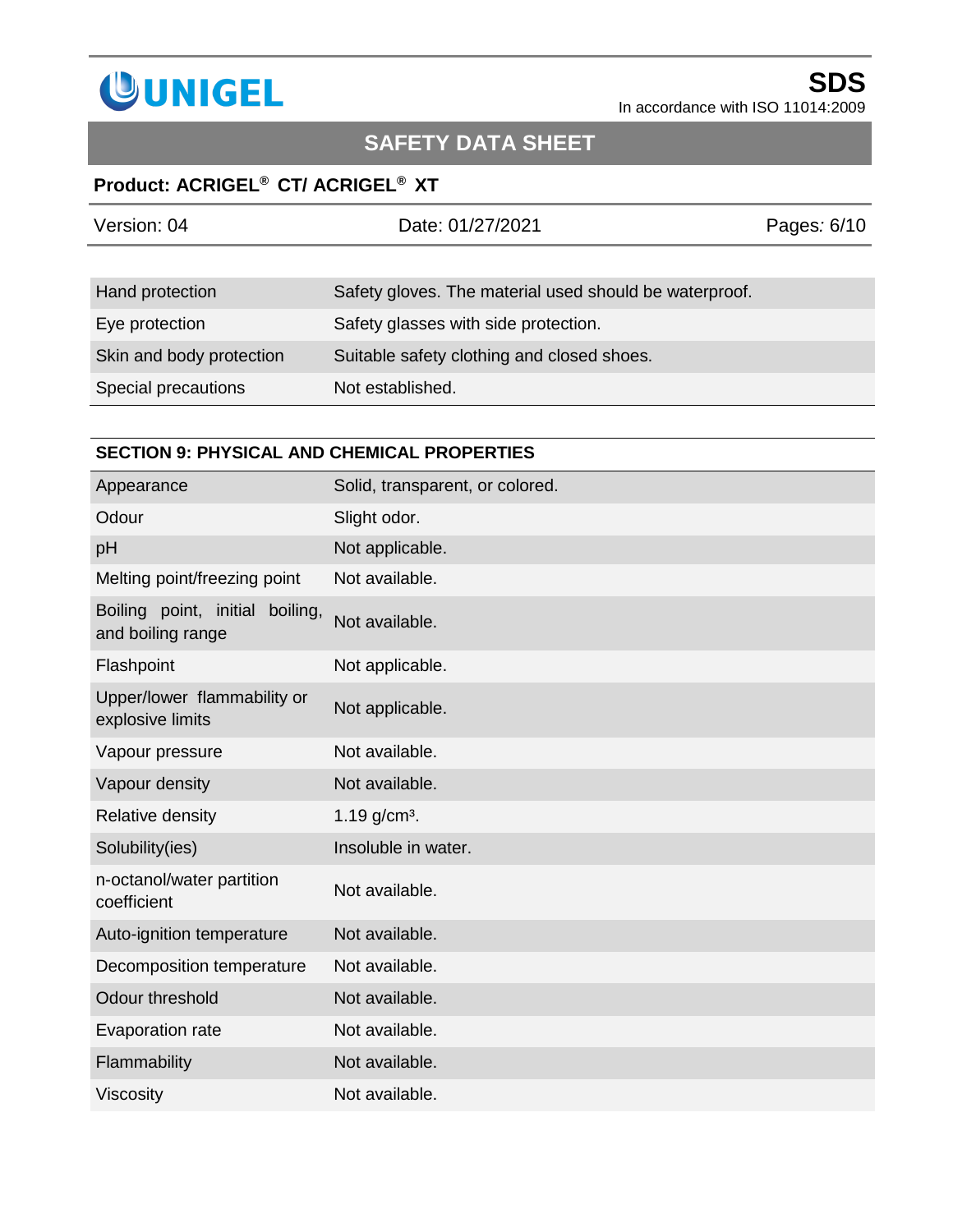| Hand protection | Safety gloves. The material used should be waterproof. |
|---|---|
| Eye protection | Safety glasses with side protection. |
| Skin and body protection | Suitable safety clothing and closed shoes. |
| Special precautions | Not established. |

## SECTION 9: PHYSICAL AND CHEMICAL PROPERTIES

| Appearance | Solid, transparent, or colored. |
|---|---|
| Odour | Slight odor. |
| pH | Not applicable. |
| Melting point/freezing point | Not available. |
| Boiling point, initial boiling, and boiling range | Not available. |
| Flashpoint | Not applicable. |
| Upper/lower flammability or explosive limits | Not applicable. |
| Vapour pressure | Not available. |
| Vapour density | Not available. |
| Relative density | 1.19 $g/cm^3$. |
| Solubility(ies) | Insoluble in water. |
| n-octanol/water partition coefficient | Not available. |
| Auto-ignition temperature | Not available. |
| Decomposition temperature | Not available. |
| Odour threshold | Not available. |
| Evaporation rate | Not available. |
| Flammability | Not available. |
| Viscosity | Not available. |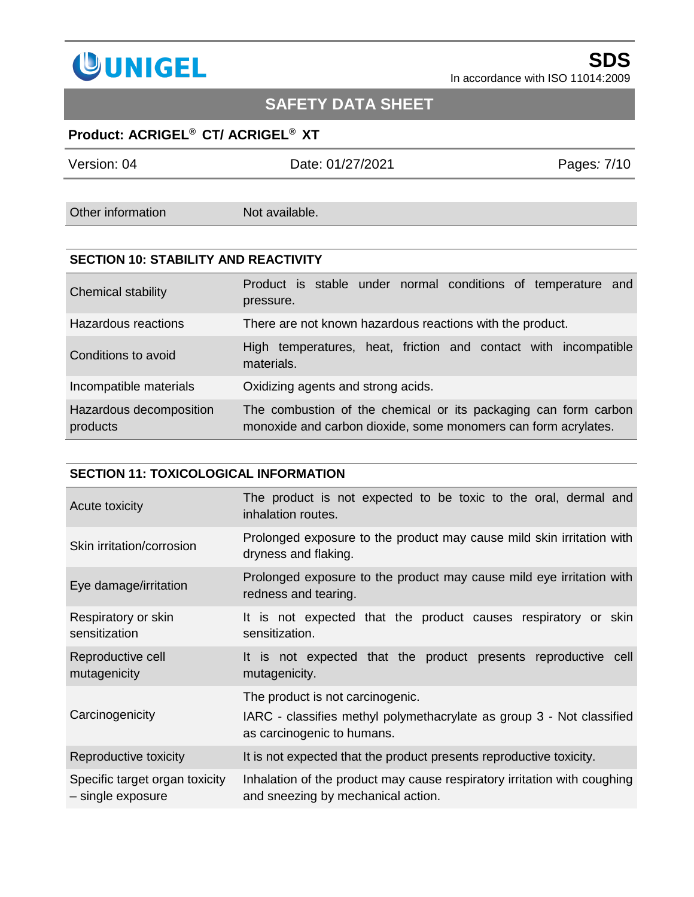| | |
|---|---|
| Other information | Not available. |

## SECTION 10: STABILITY AND REACTIVITY

| | |
|---|---|
| Chemical stability | Product is stable under normal conditions of temperature and pressure. |
| Hazardous reactions | There are not known hazardous reactions with the product. |
| Conditions to avoid | High temperatures, heat, friction and contact with incompatible materials. |
| Incompatible materials | Oxidizing agents and strong acids. |
| Hazardous decomposition products | The combustion of the chemical or its packaging can form carbon monoxide and carbon dioxide, some monomers can form acrylates. |

## SECTION 11: TOXICOLOGICAL INFORMATION

| | |
|---|---|
| Acute toxicity | The product is not expected to be toxic to the oral, dermal and inhalation routes. |
| Skin irritation/corrosion | Prolonged exposure to the product may cause mild skin irritation with dryness and flaking. |
| Eye damage/irritation | Prolonged exposure to the product may cause mild eye irritation with redness and tearing. |
| Respiratory or skin sensitization | It is not expected that the product causes respiratory or skin sensitization. |
| Reproductive cell mutagenicity | It is not expected that the product presents reproductive cell mutagenicity. |
| Carcinogenicity | The product is not carcinogenic.<br>IARC - classifies methyl polymethacrylate as group 3 - Not classified as carcinogenic to humans. |
| Reproductive toxicity | It is not expected that the product presents reproductive toxicity. |
| Specific target organ toxicity – single exposure | Inhalation of the product may cause respiratory irritation with coughing and sneezing by mechanical action. |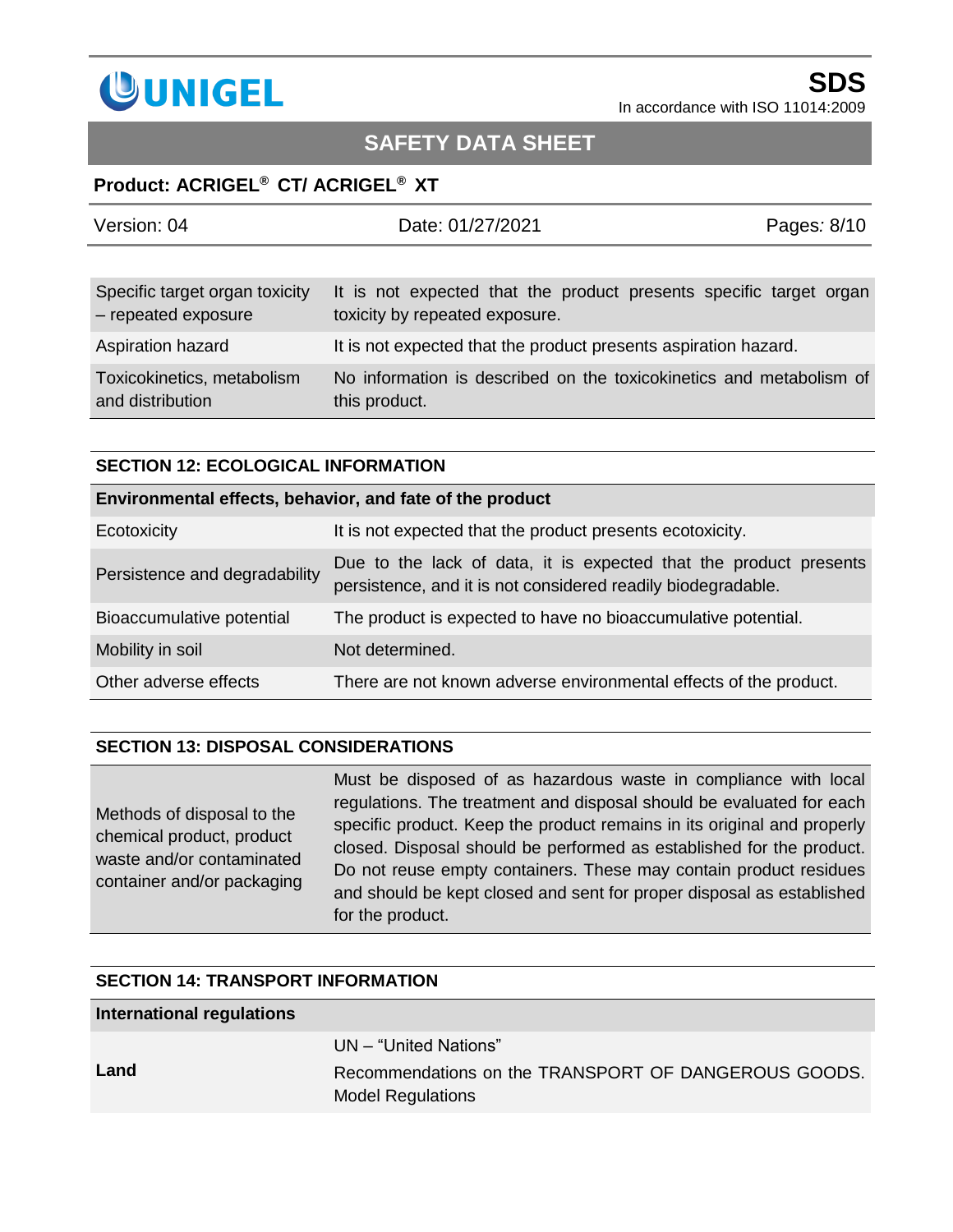| | |
|---|---|
| Specific target organ toxicity – repeated exposure | It is not expected that the product presents specific target organ toxicity by repeated exposure. |
| Aspiration hazard | It is not expected that the product presents aspiration hazard. |
| Toxicokinetics, metabolism and distribution | No information is described on the toxicokinetics and metabolism of this product. |

## SECTION 12: ECOLOGICAL INFORMATION

| Environmental effects, behavior, and fate of the product | |
|---|---|
| Ecotoxicity | It is not expected that the product presents ecotoxicity. |
| Persistence and degradability | Due to the lack of data, it is expected that the product presents persistence, and it is not considered readily biodegradable. |
| Bioaccumulative potential | The product is expected to have no bioaccumulative potential. |
| Mobility in soil | Not determined. |
| Other adverse effects | There are not known adverse environmental effects of the product. |

## SECTION 13: DISPOSAL CONSIDERATIONS

| | |
|---|---|
| Methods of disposal to the chemical product, product waste and/or contaminated container and/or packaging | Must be disposed of as hazardous waste in compliance with local regulations. The treatment and disposal should be evaluated for each specific product. Keep the product remains in its original and properly closed. Disposal should be performed as established for the product. Do not reuse empty containers. These may contain product residues and should be kept closed and sent for proper disposal as established for the product. |

## SECTION 14: TRANSPORT INFORMATION

| International regulations | |
|---|---|
| **Land** | UN – "United Nations"<br>Recommendations on the TRANSPORT OF DANGEROUS GOODS. Model Regulations |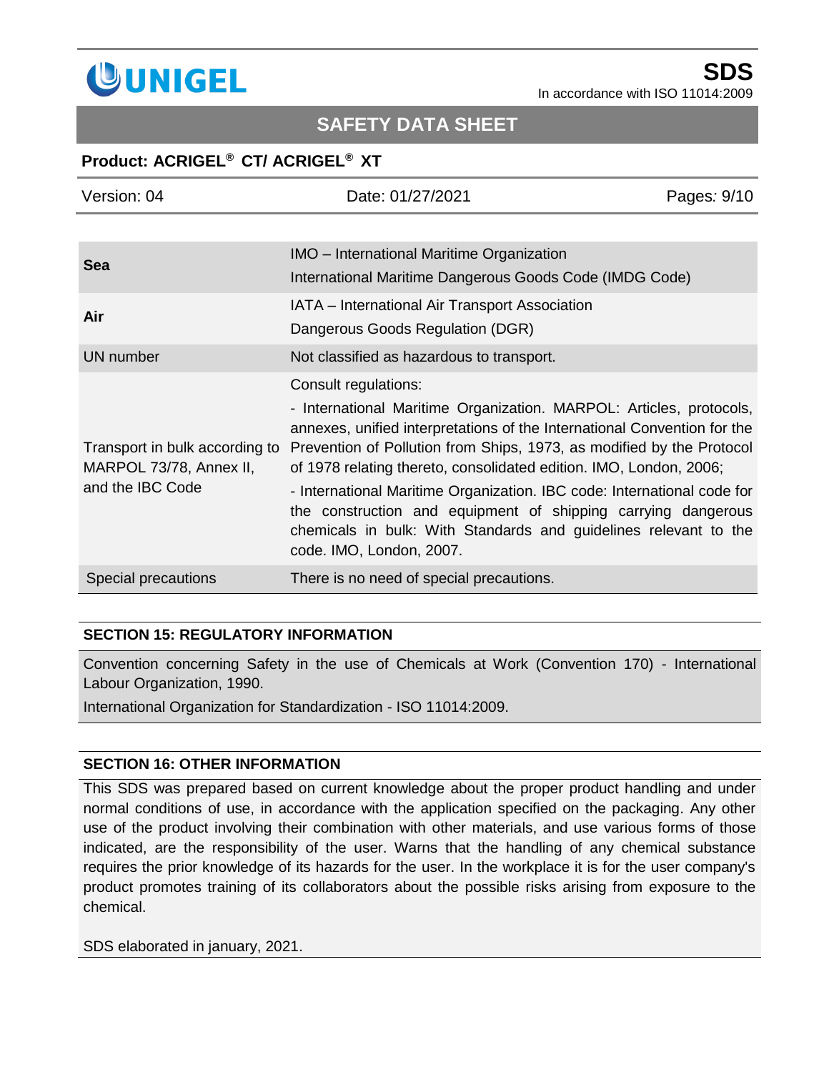| | |
|---|---|
| **Sea** | IMO – International Maritime Organization<br>International Maritime Dangerous Goods Code (IMDG Code) |
| **Air** | IATA – International Air Transport Association<br>Dangerous Goods Regulation (DGR) |
| UN number | Not classified as hazardous to transport. |
| Transport in bulk according to MARPOL 73/78, Annex II, and the IBC Code | Consult regulations:<br>- International Maritime Organization. MARPOL: Articles, protocols, annexes, unified interpretations of the International Convention for the Prevention of Pollution from Ships, 1973, as modified by the Protocol of 1978 relating thereto, consolidated edition. IMO, London, 2006;<br>- International Maritime Organization. IBC code: International code for the construction and equipment of shipping carrying dangerous chemicals in bulk: With Standards and guidelines relevant to the code. IMO, London, 2007. |
| Special precautions | There is no need of special precautions. |

## SECTION 15: REGULATORY INFORMATION

Convention concerning Safety in the use of Chemicals at Work (Convention 170) - International Labour Organization, 1990.

International Organization for Standardization - ISO 11014:2009.

## SECTION 16: OTHER INFORMATION

This SDS was prepared based on current knowledge about the proper product handling and under normal conditions of use, in accordance with the application specified on the packaging. Any other use of the product involving their combination with other materials, and use various forms of those indicated, are the responsibility of the user. Warns that the handling of any chemical substance requires the prior knowledge of its hazards for the user. In the workplace it is for the user company's product promotes training of its collaborators about the possible risks arising from exposure to the chemical.

SDS elaborated in january, 2021.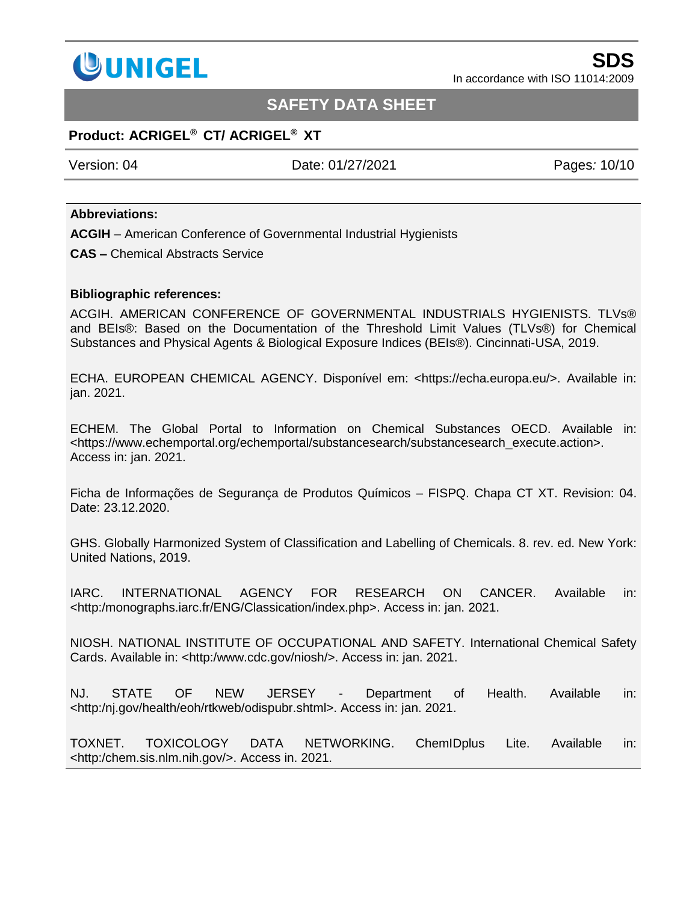**Abbreviations:**

**ACGIH** – American Conference of Governmental Industrial Hygienists

**CAS –** Chemical Abstracts Service

**Bibliographic references:**

ACGIH. AMERICAN CONFERENCE OF GOVERNMENTAL INDUSTRIALS HYGIENISTS. TLVs® and BEIs®: Based on the Documentation of the Threshold Limit Values (TLVs®) for Chemical Substances and Physical Agents & Biological Exposure Indices (BEIs®). Cincinnati-USA, 2019.

ECHA. EUROPEAN CHEMICAL AGENCY. Disponível em: <https://echa.europa.eu/>. Available in: jan. 2021.

ECHEM. The Global Portal to Information on Chemical Substances OECD. Available in: <https://www.echemportal.org/echemportal/substancesearch/substancesearch_execute.action>. Access in: jan. 2021.

Ficha de Informações de Segurança de Produtos Químicos – FISPQ. Chapa CT XT. Revision: 04. Date: 23.12.2020.

GHS. Globally Harmonized System of Classification and Labelling of Chemicals. 8. rev. ed. New York: United Nations, 2019.

IARC. INTERNATIONAL AGENCY FOR RESEARCH ON CANCER. Available in: <http:/monographs.iarc.fr/ENG/Classication/index.php>. Access in: jan. 2021.

NIOSH. NATIONAL INSTITUTE OF OCCUPATIONAL AND SAFETY. International Chemical Safety Cards. Available in: <http:/www.cdc.gov/niosh/>. Access in: jan. 2021.

NJ. STATE OF NEW JERSEY - Department of Health. Available in: <http:/nj.gov/health/eoh/rtkweb/odispubr.shtml>. Access in: jan. 2021.

TOXNET. TOXICOLOGY DATA NETWORKING. ChemIDplus Lite. Available in: <http:/chem.sis.nlm.nih.gov/>. Access in. 2021.